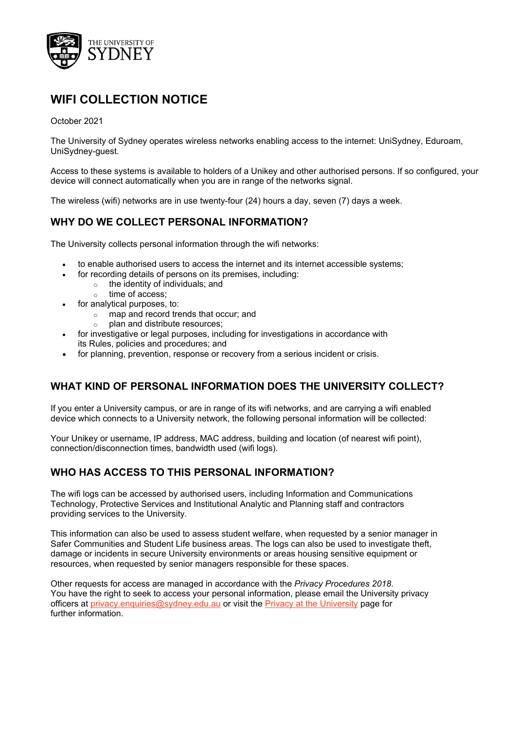# WIFI COLLECTION NOTICE

October 2021

The University of Sydney operates wireless networks enabling access to the internet: UniSydney, Eduroam, UniSydney-guest.

Access to these systems is available to holders of a Unikey and other authorised persons. If so configured, your device will connect automatically when you are in range of the networks signal.

The wireless (wifi) networks are in use twenty-four (24) hours a day, seven (7) days a week.

## WHY DO WE COLLECT PERSONAL INFORMATION?

The University collects personal information through the wifi networks:

- to enable authorised users to access the internet and its internet accessible systems;
- for recording details of persons on its premises, including:
  - the identity of individuals; and
  - time of access;
- for analytical purposes, to:
  - map and record trends that occur; and
  - plan and distribute resources;
- for investigative or legal purposes, including for investigations in accordance with its Rules, policies and procedures; and
- for planning, prevention, response or recovery from a serious incident or crisis.

## WHAT KIND OF PERSONAL INFORMATION DOES THE UNIVERSITY COLLECT?

If you enter a University campus, or are in range of its wifi networks, and are carrying a wifi enabled device which connects to a University network, the following personal information will be collected:

Your Unikey or username, IP address, MAC address, building and location (of nearest wifi point), connection/disconnection times, bandwidth used (wifi logs).

## WHO HAS ACCESS TO THIS PERSONAL INFORMATION?

The wifi logs can be accessed by authorised users, including Information and Communications Technology, Protective Services and Institutional Analytic and Planning staff and contractors providing services to the University.

This information can also be used to assess student welfare, when requested by a senior manager in Safer Communities and Student Life business areas. The logs can also be used to investigate theft, damage or incidents in secure University environments or areas housing sensitive equipment or resources, when requested by senior managers responsible for these spaces.

Other requests for access are managed in accordance with the *Privacy Procedures 2018*.
You have the right to seek to access your personal information, please email the University privacy officers at privacy.enquiries@sydney.edu.au or visit the Privacy at the University page for further information.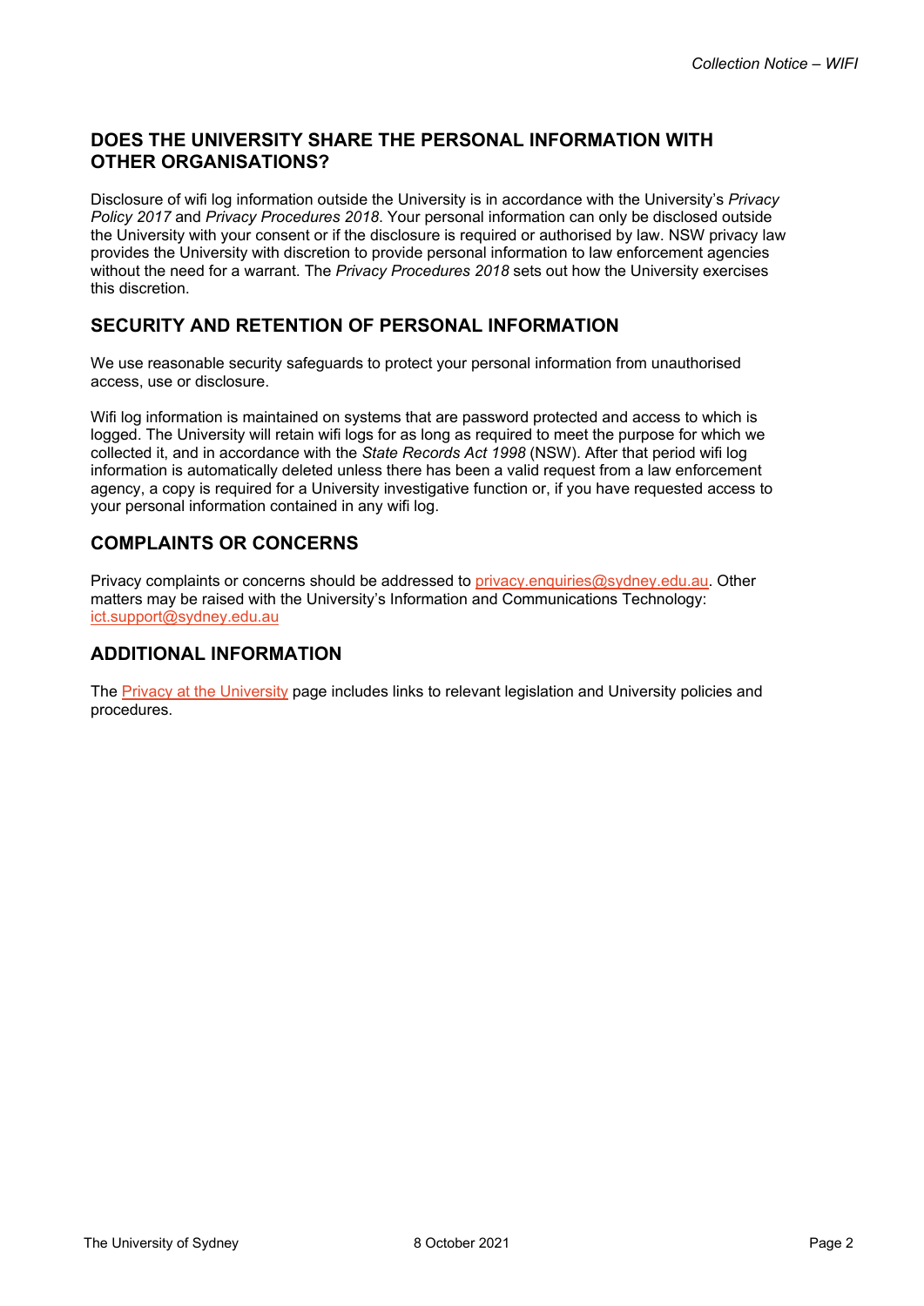## DOES THE UNIVERSITY SHARE THE PERSONAL INFORMATION WITH OTHER ORGANISATIONS?

Disclosure of wifi log information outside the University is in accordance with the University's *Privacy Policy 2017* and *Privacy Procedures 2018*. Your personal information can only be disclosed outside the University with your consent or if the disclosure is required or authorised by law. NSW privacy law provides the University with discretion to provide personal information to law enforcement agencies without the need for a warrant. The *Privacy Procedures 2018* sets out how the University exercises this discretion.

## SECURITY AND RETENTION OF PERSONAL INFORMATION

We use reasonable security safeguards to protect your personal information from unauthorised access, use or disclosure.

Wifi log information is maintained on systems that are password protected and access to which is logged. The University will retain wifi logs for as long as required to meet the purpose for which we collected it, and in accordance with the *State Records Act 1998* (NSW). After that period wifi log information is automatically deleted unless there has been a valid request from a law enforcement agency, a copy is required for a University investigative function or, if you have requested access to your personal information contained in any wifi log.

## COMPLAINTS OR CONCERNS

Privacy complaints or concerns should be addressed to privacy.enquiries@sydney.edu.au. Other matters may be raised with the University's Information and Communications Technology: ict.support@sydney.edu.au

## ADDITIONAL INFORMATION

The Privacy at the University page includes links to relevant legislation and University policies and procedures.